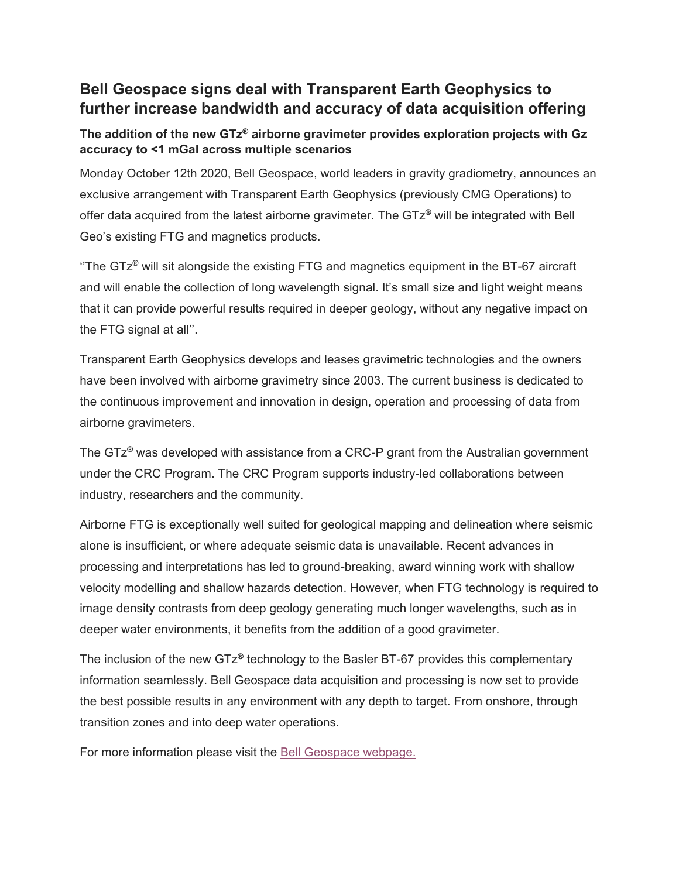# Bell Geospace signs deal with Transparent Earth Geophysics to further increase bandwidth and accuracy of data acquisition offering

### The addition of the new GTz® airborne gravimeter provides exploration projects with Gz accuracy to <1 mGal across multiple scenarios

Monday October 12th 2020, Bell Geospace, world leaders in gravity gradiometry, announces an exclusive arrangement with Transparent Earth Geophysics (previously CMG Operations) to offer data acquired from the latest airborne gravimeter. The GTz® will be integrated with Bell Geo's existing FTG and magnetics products.

''The GTz® will sit alongside the existing FTG and magnetics equipment in the BT-67 aircraft and will enable the collection of long wavelength signal. It's small size and light weight means that it can provide powerful results required in deeper geology, without any negative impact on the FTG signal at all''.

Transparent Earth Geophysics develops and leases gravimetric technologies and the owners have been involved with airborne gravimetry since 2003. The current business is dedicated to the continuous improvement and innovation in design, operation and processing of data from airborne gravimeters.

The GTz® was developed with assistance from a CRC-P grant from the Australian government under the CRC Program. The CRC Program supports industry-led collaborations between industry, researchers and the community.

Airborne FTG is exceptionally well suited for geological mapping and delineation where seismic alone is insufficient, or where adequate seismic data is unavailable. Recent advances in processing and interpretations has led to ground-breaking, award winning work with shallow velocity modelling and shallow hazards detection. However, when FTG technology is required to image density contrasts from deep geology generating much longer wavelengths, such as in deeper water environments, it benefits from the addition of a good gravimeter.

The inclusion of the new GTz® technology to the Basler BT-67 provides this complementary information seamlessly. Bell Geospace data acquisition and processing is now set to provide the best possible results in any environment with any depth to target. From onshore, through transition zones and into deep water operations.

For more information please visit the Bell Geospace webpage.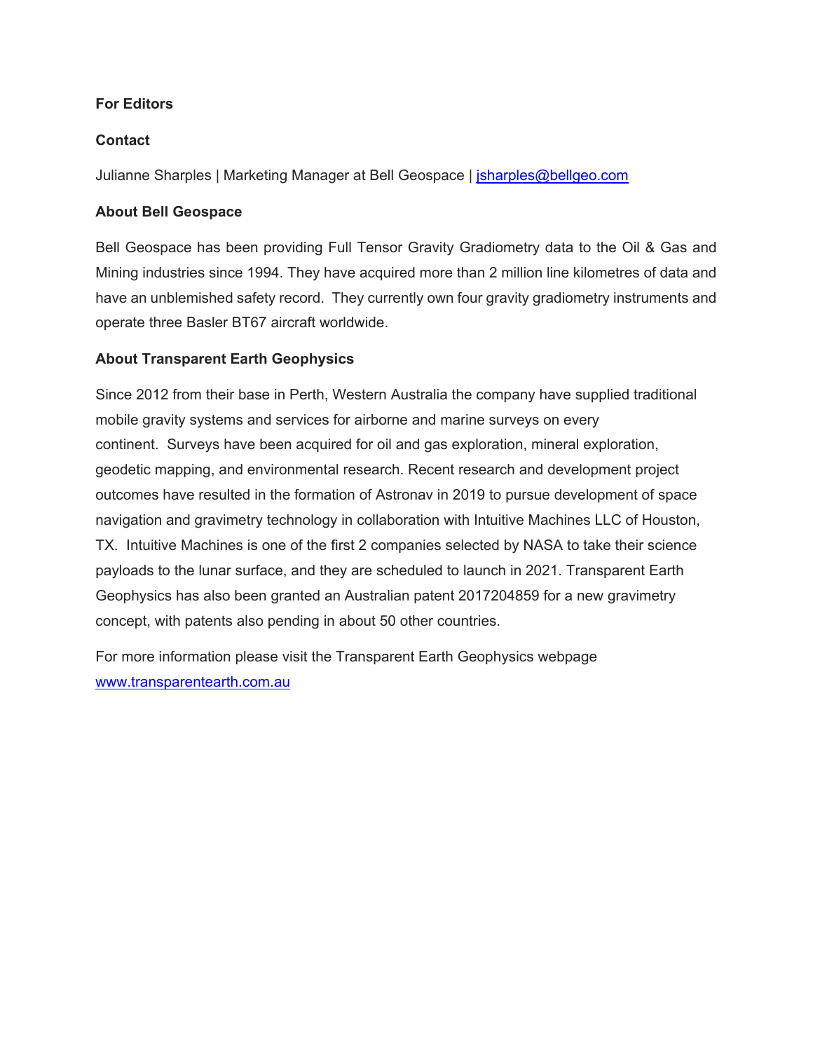**For Editors**

**Contact**

Julianne Sharples | Marketing Manager at Bell Geospace | jsharples@bellgeo.com

**About Bell Geospace**

Bell Geospace has been providing Full Tensor Gravity Gradiometry data to the Oil & Gas and Mining industries since 1994. They have acquired more than 2 million line kilometres of data and have an unblemished safety record. They currently own four gravity gradiometry instruments and operate three Basler BT67 aircraft worldwide.

**About Transparent Earth Geophysics**

Since 2012 from their base in Perth, Western Australia the company have supplied traditional mobile gravity systems and services for airborne and marine surveys on every continent. Surveys have been acquired for oil and gas exploration, mineral exploration, geodetic mapping, and environmental research. Recent research and development project outcomes have resulted in the formation of Astronav in 2019 to pursue development of space navigation and gravimetry technology in collaboration with Intuitive Machines LLC of Houston, TX. Intuitive Machines is one of the first 2 companies selected by NASA to take their science payloads to the lunar surface, and they are scheduled to launch in 2021. Transparent Earth Geophysics has also been granted an Australian patent 2017204859 for a new gravimetry concept, with patents also pending in about 50 other countries.

For more information please visit the Transparent Earth Geophysics webpage www.transparentearth.com.au